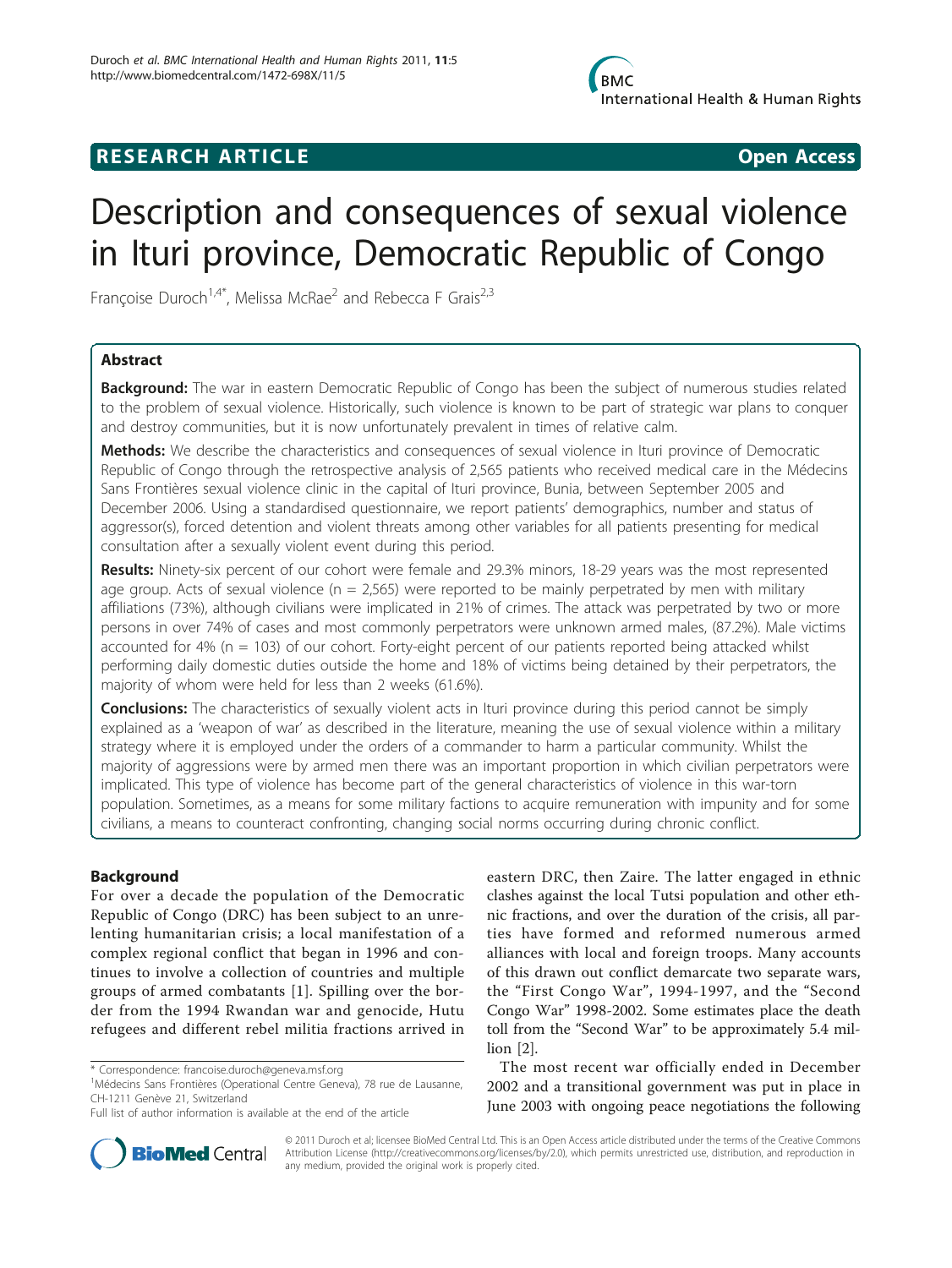# RESEARCH ARTICLE

Open Access

# Description and consequences of sexual violence in Ituri province, Democratic Republic of Congo

Françoise Duroch[1,4*], Melissa McRae[2] and Rebecca F Grais[2,3]

## Abstract

**Background:** The war in eastern Democratic Republic of Congo has been the subject of numerous studies related to the problem of sexual violence. Historically, such violence is known to be part of strategic war plans to conquer and destroy communities, but it is now unfortunately prevalent in times of relative calm.

**Methods:** We describe the characteristics and consequences of sexual violence in Ituri province of Democratic Republic of Congo through the retrospective analysis of 2,565 patients who received medical care in the Médecins Sans Frontières sexual violence clinic in the capital of Ituri province, Bunia, between September 2005 and December 2006. Using a standardised questionnaire, we report patients' demographics, number and status of aggressor(s), forced detention and violent threats among other variables for all patients presenting for medical consultation after a sexually violent event during this period.

**Results:** Ninety-six percent of our cohort were female and 29.3% minors, 18-29 years was the most represented age group. Acts of sexual violence (n = 2,565) were reported to be mainly perpetrated by men with military affiliations (73%), although civilians were implicated in 21% of crimes. The attack was perpetrated by two or more persons in over 74% of cases and most commonly perpetrators were unknown armed males, (87.2%). Male victims accounted for 4% (n = 103) of our cohort. Forty-eight percent of our patients reported being attacked whilst performing daily domestic duties outside the home and 18% of victims being detained by their perpetrators, the majority of whom were held for less than 2 weeks (61.6%).

**Conclusions:** The characteristics of sexually violent acts in Ituri province during this period cannot be simply explained as a 'weapon of war' as described in the literature, meaning the use of sexual violence within a military strategy where it is employed under the orders of a commander to harm a particular community. Whilst the majority of aggressions were by armed men there was an important proportion in which civilian perpetrators were implicated. This type of violence has become part of the general characteristics of violence in this war-torn population. Sometimes, as a means for some military factions to acquire remuneration with impunity and for some civilians, a means to counteract confronting, changing social norms occurring during chronic conflict.

## Background

For over a decade the population of the Democratic Republic of Congo (DRC) has been subject to an unrelenting humanitarian crisis; a local manifestation of a complex regional conflict that began in 1996 and continues to involve a collection of countries and multiple groups of armed combatants [1]. Spilling over the border from the 1994 Rwandan war and genocide, Hutu refugees and different rebel militia fractions arrived in eastern DRC, then Zaire. The latter engaged in ethnic clashes against the local Tutsi population and other ethnic fractions, and over the duration of the crisis, all parties have formed and reformed numerous armed alliances with local and foreign troops. Many accounts of this drawn out conflict demarcate two separate wars, the "First Congo War", 1994-1997, and the "Second Congo War" 1998-2002. Some estimates place the death toll from the "Second War" to be approximately 5.4 million [2].

The most recent war officially ended in December 2002 and a transitional government was put in place in June 2003 with ongoing peace negotiations the following

\* Correspondence: francoise.duroch@geneva.msf.org
[1]Médecins Sans Frontières (Operational Centre Geneva), 78 rue de Lausanne, CH-1211 Genève 21, Switzerland
Full list of author information is available at the end of the article

© 2011 Duroch et al; licensee BioMed Central Ltd. This is an Open Access article distributed under the terms of the Creative Commons Attribution License (http://creativecommons.org/licenses/by/2.0), which permits unrestricted use, distribution, and reproduction in any medium, provided the original work is properly cited.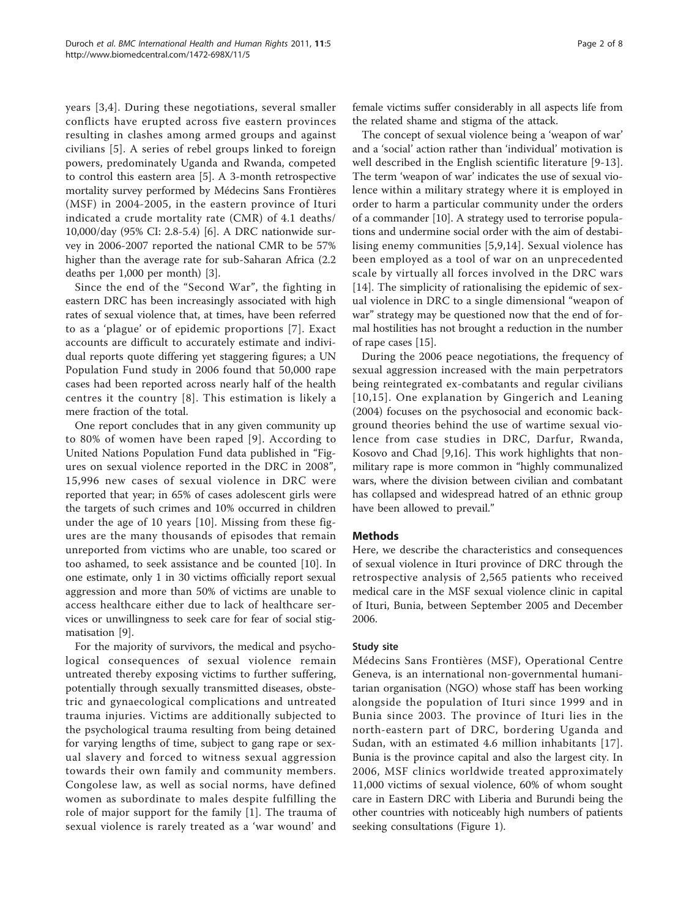years [3,4]. During these negotiations, several smaller conflicts have erupted across five eastern provinces resulting in clashes among armed groups and against civilians [5]. A series of rebel groups linked to foreign powers, predominately Uganda and Rwanda, competed to control this eastern area [5]. A 3-month retrospective mortality survey performed by Médecins Sans Frontières (MSF) in 2004-2005, in the eastern province of Ituri indicated a crude mortality rate (CMR) of 4.1 deaths/10,000/day (95% CI: 2.8-5.4) [6]. A DRC nationwide survey in 2006-2007 reported the national CMR to be 57% higher than the average rate for sub-Saharan Africa (2.2 deaths per 1,000 per month) [3].

Since the end of the "Second War", the fighting in eastern DRC has been increasingly associated with high rates of sexual violence that, at times, have been referred to as a 'plague' or of epidemic proportions [7]. Exact accounts are difficult to accurately estimate and individual reports quote differing yet staggering figures; a UN Population Fund study in 2006 found that 50,000 rape cases had been reported across nearly half of the health centres it the country [8]. This estimation is likely a mere fraction of the total.

One report concludes that in any given community up to 80% of women have been raped [9]. According to United Nations Population Fund data published in "Figures on sexual violence reported in the DRC in 2008", 15,996 new cases of sexual violence in DRC were reported that year; in 65% of cases adolescent girls were the targets of such crimes and 10% occurred in children under the age of 10 years [10]. Missing from these figures are the many thousands of episodes that remain unreported from victims who are unable, too scared or too ashamed, to seek assistance and be counted [10]. In one estimate, only 1 in 30 victims officially report sexual aggression and more than 50% of victims are unable to access healthcare either due to lack of healthcare services or unwillingness to seek care for fear of social stigmatisation [9].

For the majority of survivors, the medical and psychological consequences of sexual violence remain untreated thereby exposing victims to further suffering, potentially through sexually transmitted diseases, obstetric and gynaecological complications and untreated trauma injuries. Victims are additionally subjected to the psychological trauma resulting from being detained for varying lengths of time, subject to gang rape or sexual slavery and forced to witness sexual aggression towards their own family and community members. Congolese law, as well as social norms, have defined women as subordinate to males despite fulfilling the role of major support for the family [1]. The trauma of sexual violence is rarely treated as a 'war wound' and female victims suffer considerably in all aspects life from the related shame and stigma of the attack.

The concept of sexual violence being a 'weapon of war' and a 'social' action rather than 'individual' motivation is well described in the English scientific literature [9-13]. The term 'weapon of war' indicates the use of sexual violence within a military strategy where it is employed in order to harm a particular community under the orders of a commander [10]. A strategy used to terrorise populations and undermine social order with the aim of destabilising enemy communities [5,9,14]. Sexual violence has been employed as a tool of war on an unprecedented scale by virtually all forces involved in the DRC wars [14]. The simplicity of rationalising the epidemic of sexual violence in DRC to a single dimensional "weapon of war" strategy may be questioned now that the end of formal hostilities has not brought a reduction in the number of rape cases [15].

During the 2006 peace negotiations, the frequency of sexual aggression increased with the main perpetrators being reintegrated ex-combatants and regular civilians [10,15]. One explanation by Gingerich and Leaning (2004) focuses on the psychosocial and economic background theories behind the use of wartime sexual violence from case studies in DRC, Darfur, Rwanda, Kosovo and Chad [9,16]. This work highlights that non-military rape is more common in "highly communalized wars, where the division between civilian and combatant has collapsed and widespread hatred of an ethnic group have been allowed to prevail."

## Methods

Here, we describe the characteristics and consequences of sexual violence in Ituri province of DRC through the retrospective analysis of 2,565 patients who received medical care in the MSF sexual violence clinic in capital of Ituri, Bunia, between September 2005 and December 2006.

### Study site

Médecins Sans Frontières (MSF), Operational Centre Geneva, is an international non-governmental humanitarian organisation (NGO) whose staff has been working alongside the population of Ituri since 1999 and in Bunia since 2003. The province of Ituri lies in the north-eastern part of DRC, bordering Uganda and Sudan, with an estimated 4.6 million inhabitants [17]. Bunia is the province capital and also the largest city. In 2006, MSF clinics worldwide treated approximately 11,000 victims of sexual violence, 60% of whom sought care in Eastern DRC with Liberia and Burundi being the other countries with noticeably high numbers of patients seeking consultations (Figure 1).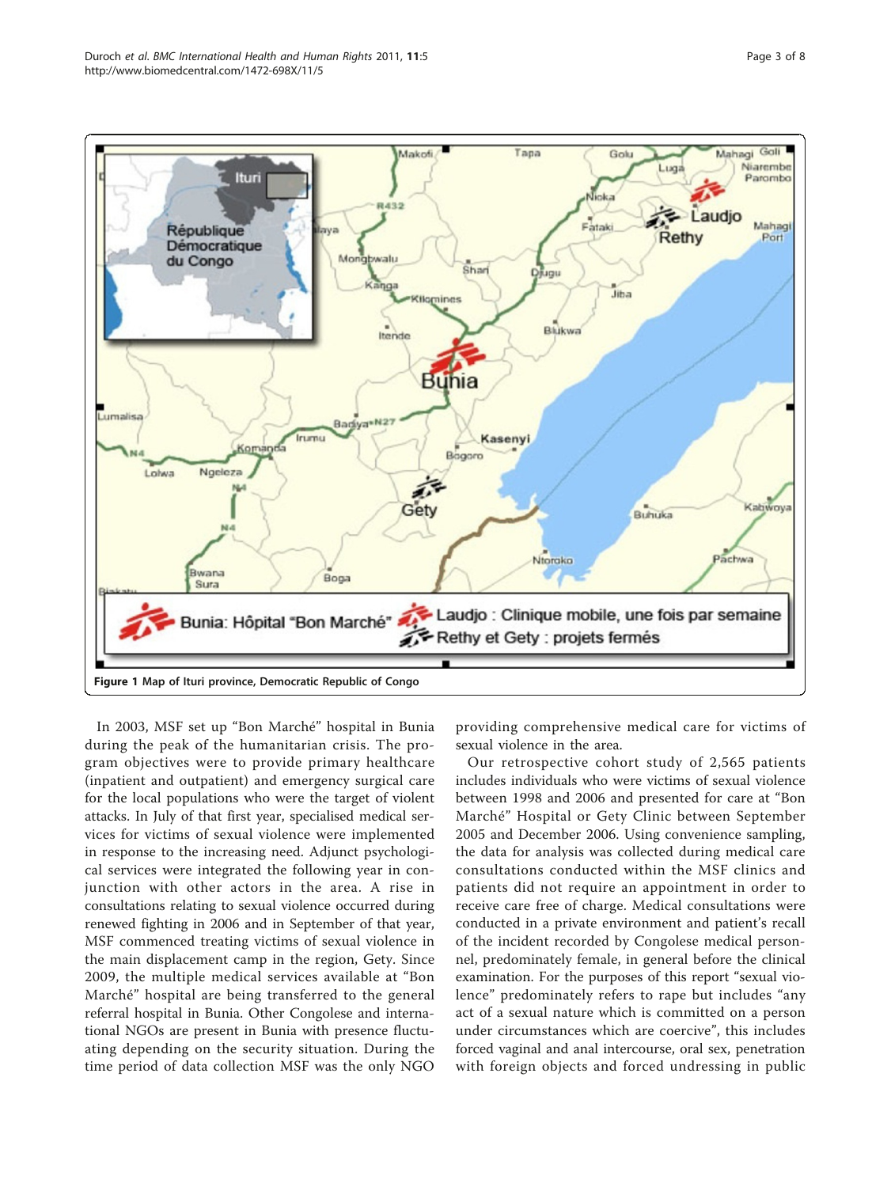Figure 1 Map of Ituri province, Democratic Republic of Congo

In 2003, MSF set up "Bon Marché" hospital in Bunia during the peak of the humanitarian crisis. The program objectives were to provide primary healthcare (inpatient and outpatient) and emergency surgical care for the local populations who were the target of violent attacks. In July of that first year, specialised medical services for victims of sexual violence were implemented in response to the increasing need. Adjunct psychological services were integrated the following year in conjunction with other actors in the area. A rise in consultations relating to sexual violence occurred during renewed fighting in 2006 and in September of that year, MSF commenced treating victims of sexual violence in the main displacement camp in the region, Gety. Since 2009, the multiple medical services available at "Bon Marché" hospital are being transferred to the general referral hospital in Bunia. Other Congolese and international NGOs are present in Bunia with presence fluctuating depending on the security situation. During the time period of data collection MSF was the only NGO providing comprehensive medical care for victims of sexual violence in the area.

Our retrospective cohort study of 2,565 patients includes individuals who were victims of sexual violence between 1998 and 2006 and presented for care at "Bon Marché" Hospital or Gety Clinic between September 2005 and December 2006. Using convenience sampling, the data for analysis was collected during medical care consultations conducted within the MSF clinics and patients did not require an appointment in order to receive care free of charge. Medical consultations were conducted in a private environment and patient's recall of the incident recorded by Congolese medical personnel, predominately female, in general before the clinical examination. For the purposes of this report "sexual violence" predominately refers to rape but includes "any act of a sexual nature which is committed on a person under circumstances which are coercive", this includes forced vaginal and anal intercourse, oral sex, penetration with foreign objects and forced undressing in public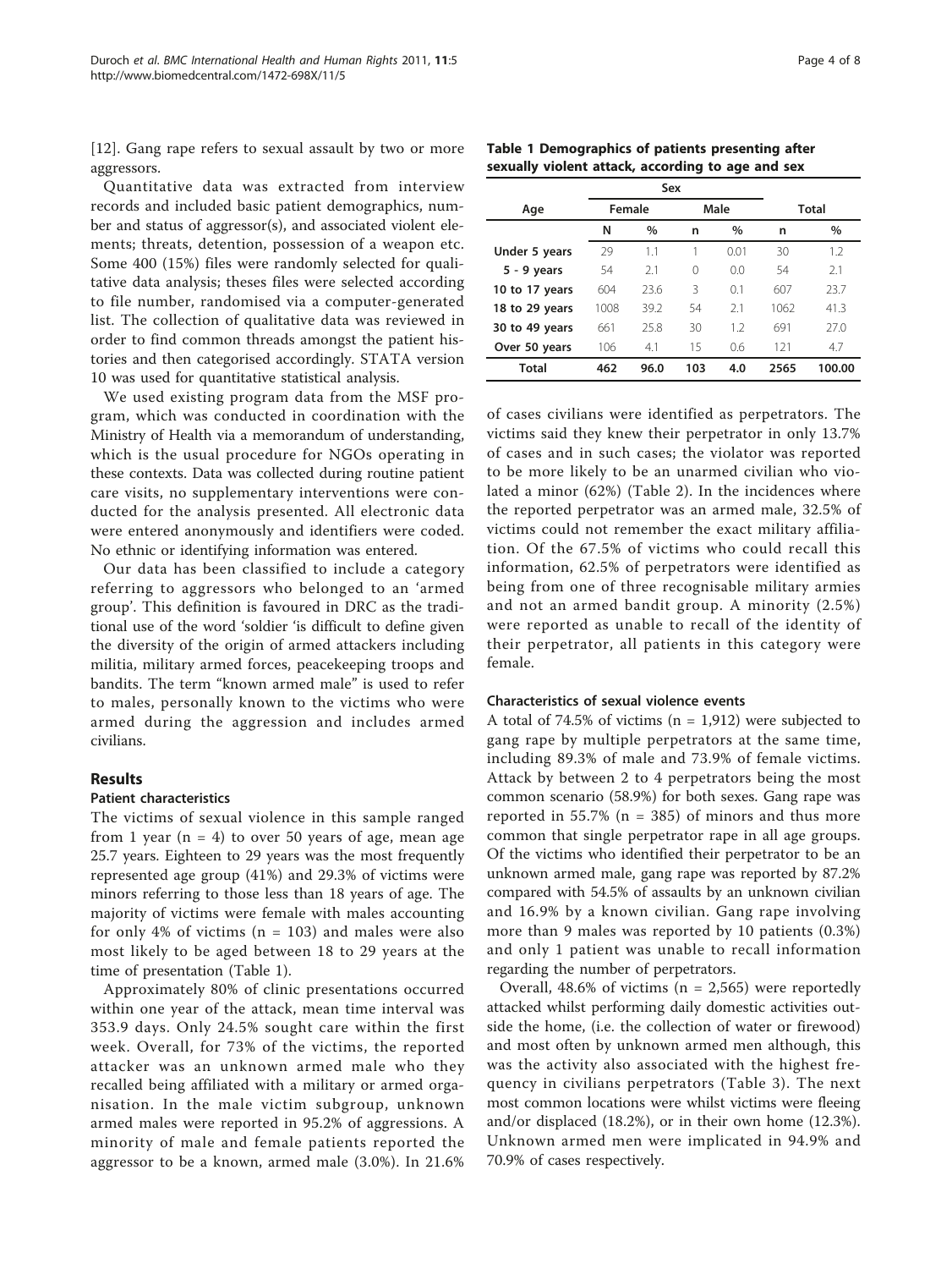[12]. Gang rape refers to sexual assault by two or more aggressors.

Quantitative data was extracted from interview records and included basic patient demographics, number and status of aggressor(s), and associated violent elements; threats, detention, possession of a weapon etc. Some 400 (15%) files were randomly selected for qualitative data analysis; theses files were selected according to file number, randomised via a computer-generated list. The collection of qualitative data was reviewed in order to find common threads amongst the patient histories and then categorised accordingly. STATA version 10 was used for quantitative statistical analysis.

We used existing program data from the MSF program, which was conducted in coordination with the Ministry of Health via a memorandum of understanding, which is the usual procedure for NGOs operating in these contexts. Data was collected during routine patient care visits, no supplementary interventions were conducted for the analysis presented. All electronic data were entered anonymously and identifiers were coded. No ethnic or identifying information was entered.

Our data has been classified to include a category referring to aggressors who belonged to an 'armed group'. This definition is favoured in DRC as the traditional use of the word 'soldier 'is difficult to define given the diversity of the origin of armed attackers including militia, military armed forces, peacekeeping troops and bandits. The term "known armed male" is used to refer to males, personally known to the victims who were armed during the aggression and includes armed civilians.

## Results

### Patient characteristics

The victims of sexual violence in this sample ranged from 1 year (n = 4) to over 50 years of age, mean age 25.7 years. Eighteen to 29 years was the most frequently represented age group (41%) and 29.3% of victims were minors referring to those less than 18 years of age. The majority of victims were female with males accounting for only 4% of victims (n = 103) and males were also most likely to be aged between 18 to 29 years at the time of presentation (Table 1).

Approximately 80% of clinic presentations occurred within one year of the attack, mean time interval was 353.9 days. Only 24.5% sought care within the first week. Overall, for 73% of the victims, the reported attacker was an unknown armed male who they recalled being affiliated with a military or armed organisation. In the male victim subgroup, unknown armed males were reported in 95.2% of aggressions. A minority of male and female patients reported the aggressor to be a known, armed male (3.0%). In 21.6% of cases civilians were identified as perpetrators. The victims said they knew their perpetrator in only 13.7% of cases and in such cases; the violator was reported to be more likely to be an unarmed civilian who violated a minor (62%) (Table 2). In the incidences where the reported perpetrator was an armed male, 32.5% of victims could not remember the exact military affiliation. Of the 67.5% of victims who could recall this information, 62.5% of perpetrators were identified as being from one of three recognisable military armies and not an armed bandit group. A minority (2.5%) were reported as unable to recall of the identity of their perpetrator, all patients in this category were female.

**Table 1 Demographics of patients presenting after sexually violent attack, according to age and sex**

| Age | Sex | | | | Total | |
|---|---|---|---|---|---|---|
| | Female | | Male | | | |
| | N | % | n | % | n | % |
| Under 5 years | 29 | 1.1 | 1 | 0.01 | 30 | 1.2 |
| 5 - 9 years | 54 | 2.1 | 0 | 0.0 | 54 | 2.1 |
| 10 to 17 years | 604 | 23.6 | 3 | 0.1 | 607 | 23.7 |
| 18 to 29 years | 1008 | 39.2 | 54 | 2.1 | 1062 | 41.3 |
| 30 to 49 years | 661 | 25.8 | 30 | 1.2 | 691 | 27.0 |
| Over 50 years | 106 | 4.1 | 15 | 0.6 | 121 | 4.7 |
| **Total** | **462** | **96.0** | **103** | **4.0** | **2565** | **100.00** |

### Characteristics of sexual violence events

A total of 74.5% of victims (n = 1,912) were subjected to gang rape by multiple perpetrators at the same time, including 89.3% of male and 73.9% of female victims. Attack by between 2 to 4 perpetrators being the most common scenario (58.9%) for both sexes. Gang rape was reported in 55.7% (n = 385) of minors and thus more common that single perpetrator rape in all age groups. Of the victims who identified their perpetrator to be an unknown armed male, gang rape was reported by 87.2% compared with 54.5% of assaults by an unknown civilian and 16.9% by a known civilian. Gang rape involving more than 9 males was reported by 10 patients (0.3%) and only 1 patient was unable to recall information regarding the number of perpetrators.

Overall, 48.6% of victims (n = 2,565) were reportedly attacked whilst performing daily domestic activities outside the home, (i.e. the collection of water or firewood) and most often by unknown armed men although, this was the activity also associated with the highest frequency in civilians perpetrators (Table 3). The next most common locations were whilst victims were fleeing and/or displaced (18.2%), or in their own home (12.3%). Unknown armed men were implicated in 94.9% and 70.9% of cases respectively.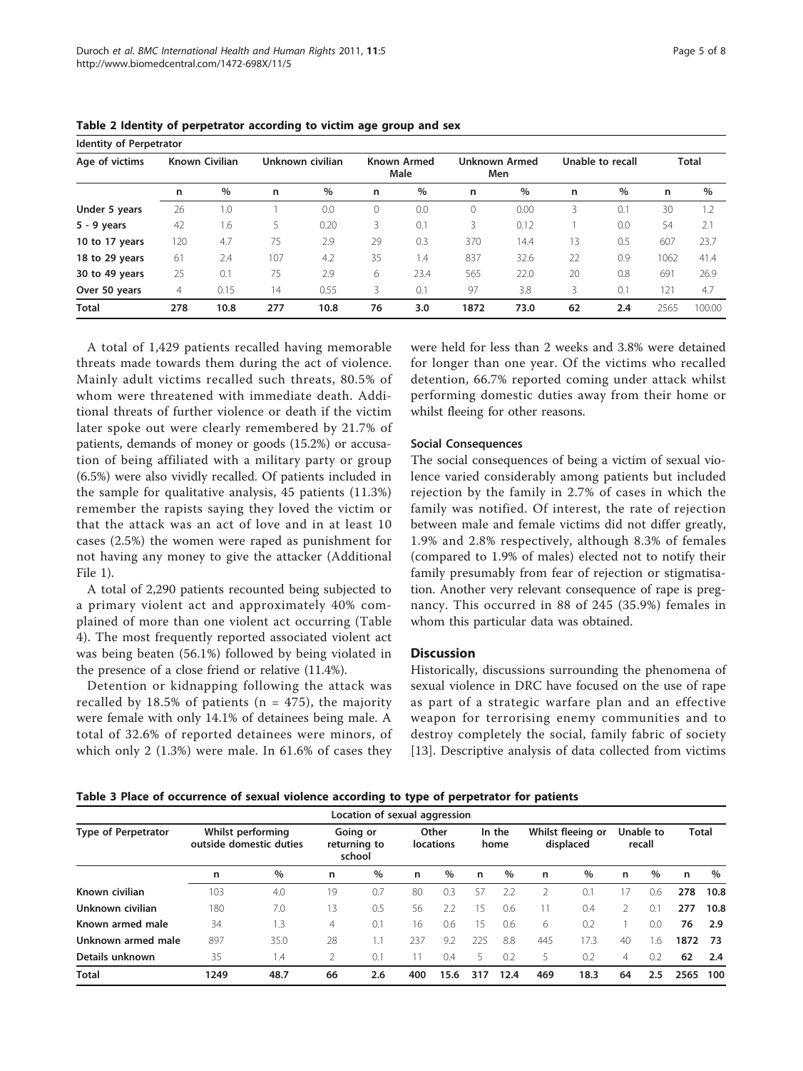**Table 2 Identity of perpetrator according to victim age group and sex**

| Identity of Perpetrator | | | | | | | | | | | | |
|---|---|---|---|---|---|---|---|---|---|---|---|---|
| Age of victims | Known Civilian | | Unknown civilian | | Known Armed Male | | Unknown Armed Men | | Unable to recall | | Total | |
| | n | % | n | % | n | % | n | % | n | % | n | % |
| **Under 5 years** | 26 | 1.0 | 1 | 0.0 | 0 | 0.0 | 0 | 0.00 | 3 | 0.1 | 30 | 1.2 |
| **5 - 9 years** | 42 | 1.6 | 5 | 0.20 | 3 | 0.1 | 3 | 0.12 | 1 | 0.0 | 54 | 2.1 |
| **10 to 17 years** | 120 | 4.7 | 75 | 2.9 | 29 | 0.3 | 370 | 14.4 | 13 | 0.5 | 607 | 23.7 |
| **18 to 29 years** | 61 | 2.4 | 107 | 4.2 | 35 | 1.4 | 837 | 32.6 | 22 | 0.9 | 1062 | 41.4 |
| **30 to 49 years** | 25 | 0.1 | 75 | 2.9 | 6 | 23.4 | 565 | 22.0 | 20 | 0.8 | 691 | 26.9 |
| **Over 50 years** | 4 | 0.15 | 14 | 0.55 | 3 | 0.1 | 97 | 3.8 | 3 | 0.1 | 121 | 4.7 |
| **Total** | **278** | **10.8** | **277** | **10.8** | **76** | **3.0** | **1872** | **73.0** | **62** | **2.4** | 2565 | 100.00 |

A total of 1,429 patients recalled having memorable threats made towards them during the act of violence. Mainly adult victims recalled such threats, 80.5% of whom were threatened with immediate death. Additional threats of further violence or death if the victim later spoke out were clearly remembered by 21.7% of patients, demands of money or goods (15.2%) or accusation of being affiliated with a military party or group (6.5%) were also vividly recalled. Of patients included in the sample for qualitative analysis, 45 patients (11.3%) remember the rapists saying they loved the victim or that the attack was an act of love and in at least 10 cases (2.5%) the women were raped as punishment for not having any money to give the attacker (Additional File 1).

A total of 2,290 patients recounted being subjected to a primary violent act and approximately 40% complained of more than one violent act occurring (Table 4). The most frequently reported associated violent act was being beaten (56.1%) followed by being violated in the presence of a close friend or relative (11.4%).

Detention or kidnapping following the attack was recalled by 18.5% of patients (n = 475), the majority were female with only 14.1% of detainees being male. A total of 32.6% of reported detainees were minors, of which only 2 (1.3%) were male. In 61.6% of cases they were held for less than 2 weeks and 3.8% were detained for longer than one year. Of the victims who recalled detention, 66.7% reported coming under attack whilst performing domestic duties away from their home or whilst fleeing for other reasons.

### Social Consequences

The social consequences of being a victim of sexual violence varied considerably among patients but included rejection by the family in 2.7% of cases in which the family was notified. Of interest, the rate of rejection between male and female victims did not differ greatly, 1.9% and 2.8% respectively, although 8.3% of females (compared to 1.9% of males) elected not to notify their family presumably from fear of rejection or stigmatisation. Another very relevant consequence of rape is pregnancy. This occurred in 88 of 245 (35.9%) females in whom this particular data was obtained.

## Discussion

Historically, discussions surrounding the phenomena of sexual violence in DRC have focused on the use of rape as part of a strategic warfare plan and an effective weapon for terrorising enemy communities and to destroy completely the social, family fabric of society [13]. Descriptive analysis of data collected from victims

**Table 3 Place of occurrence of sexual violence according to type of perpetrator for patients**

| | Location of sexual aggression | | | | | | | | | | | | | |
|---|---|---|---|---|---|---|---|---|---|---|---|---|---|---|
| Type of Perpetrator | Whilst performing outside domestic duties | | Going or returning to school | | Other locations | | In the home | | Whilst fleeing or displaced | | Unable to recall | | Total | |
| | n | % | n | % | n | % | n | % | n | % | n | % | n | % |
| **Known civilian** | 103 | 4.0 | 19 | 0.7 | 80 | 0.3 | 57 | 2.2 | 2 | 0.1 | 17 | 0.6 | **278** | **10.8** |
| **Unknown civilian** | 180 | 7.0 | 13 | 0.5 | 56 | 2.2 | 15 | 0.6 | 11 | 0.4 | 2 | 0.1 | **277** | **10.8** |
| **Known armed male** | 34 | 1.3 | 4 | 0.1 | 16 | 0.6 | 15 | 0.6 | 6 | 0.2 | 1 | 0.0 | **76** | **2.9** |
| **Unknown armed male** | 897 | 35.0 | 28 | 1.1 | 237 | 9.2 | 225 | 8.8 | 445 | 17.3 | 40 | 1.6 | **1872** | **73** |
| **Details unknown** | 35 | 1.4 | 2 | 0.1 | 11 | 0.4 | 5 | 0.2 | 5 | 0.2 | 4 | 0.2 | **62** | **2.4** |
| **Total** | **1249** | **48.7** | **66** | **2.6** | **400** | **15.6** | **317** | **12.4** | **469** | **18.3** | **64** | **2.5** | **2565** | **100** |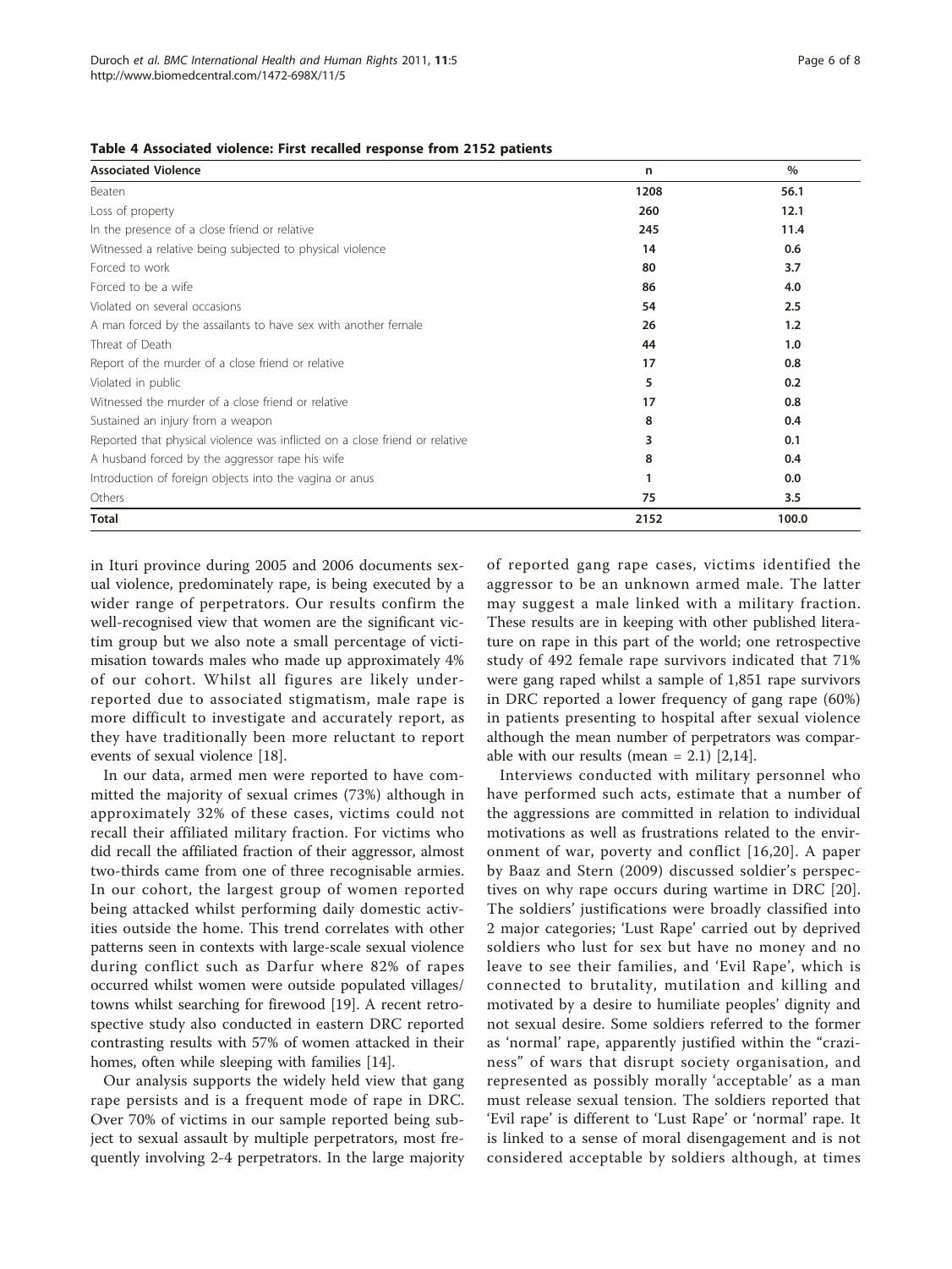**Table 4 Associated violence: First recalled response from 2152 patients**

| Associated Violence | n | % |
|---|---|---|
| Beaten | 1208 | 56.1 |
| Loss of property | 260 | 12.1 |
| In the presence of a close friend or relative | 245 | 11.4 |
| Witnessed a relative being subjected to physical violence | 14 | 0.6 |
| Forced to work | 80 | 3.7 |
| Forced to be a wife | 86 | 4.0 |
| Violated on several occasions | 54 | 2.5 |
| A man forced by the assailants to have sex with another female | 26 | 1.2 |
| Threat of Death | 44 | 1.0 |
| Report of the murder of a close friend or relative | 17 | 0.8 |
| Violated in public | 5 | 0.2 |
| Witnessed the murder of a close friend or relative | 17 | 0.8 |
| Sustained an injury from a weapon | 8 | 0.4 |
| Reported that physical violence was inflicted on a close friend or relative | 3 | 0.1 |
| A husband forced by the aggressor rape his wife | 8 | 0.4 |
| Introduction of foreign objects into the vagina or anus | 1 | 0.0 |
| Others | 75 | 3.5 |
| **Total** | **2152** | **100.0** |

in Ituri province during 2005 and 2006 documents sexual violence, predominately rape, is being executed by a wider range of perpetrators. Our results confirm the well-recognised view that women are the significant victim group but we also note a small percentage of victimisation towards males who made up approximately 4% of our cohort. Whilst all figures are likely underreported due to associated stigmatism, male rape is more difficult to investigate and accurately report, as they have traditionally been more reluctant to report events of sexual violence [18].

In our data, armed men were reported to have committed the majority of sexual crimes (73%) although in approximately 32% of these cases, victims could not recall their affiliated military fraction. For victims who did recall the affiliated fraction of their aggressor, almost two-thirds came from one of three recognisable armies. In our cohort, the largest group of women reported being attacked whilst performing daily domestic activities outside the home. This trend correlates with other patterns seen in contexts with large-scale sexual violence during conflict such as Darfur where 82% of rapes occurred whilst women were outside populated villages/towns whilst searching for firewood [19]. A recent retrospective study also conducted in eastern DRC reported contrasting results with 57% of women attacked in their homes, often while sleeping with families [14].

Our analysis supports the widely held view that gang rape persists and is a frequent mode of rape in DRC. Over 70% of victims in our sample reported being subject to sexual assault by multiple perpetrators, most frequently involving 2-4 perpetrators. In the large majority of reported gang rape cases, victims identified the aggressor to be an unknown armed male. The latter may suggest a male linked with a military fraction. These results are in keeping with other published literature on rape in this part of the world; one retrospective study of 492 female rape survivors indicated that 71% were gang raped whilst a sample of 1,851 rape survivors in DRC reported a lower frequency of gang rape (60%) in patients presenting to hospital after sexual violence although the mean number of perpetrators was comparable with our results (mean = 2.1) [2,14].

Interviews conducted with military personnel who have performed such acts, estimate that a number of the aggressions are committed in relation to individual motivations as well as frustrations related to the environment of war, poverty and conflict [16,20]. A paper by Baaz and Stern (2009) discussed soldier's perspectives on why rape occurs during wartime in DRC [20]. The soldiers' justifications were broadly classified into 2 major categories; 'Lust Rape' carried out by deprived soldiers who lust for sex but have no money and no leave to see their families, and 'Evil Rape', which is connected to brutality, mutilation and killing and motivated by a desire to humiliate peoples' dignity and not sexual desire. Some soldiers referred to the former as 'normal' rape, apparently justified within the "craziness" of wars that disrupt society organisation, and represented as possibly morally 'acceptable' as a man must release sexual tension. The soldiers reported that 'Evil rape' is different to 'Lust Rape' or 'normal' rape. It is linked to a sense of moral disengagement and is not considered acceptable by soldiers although, at times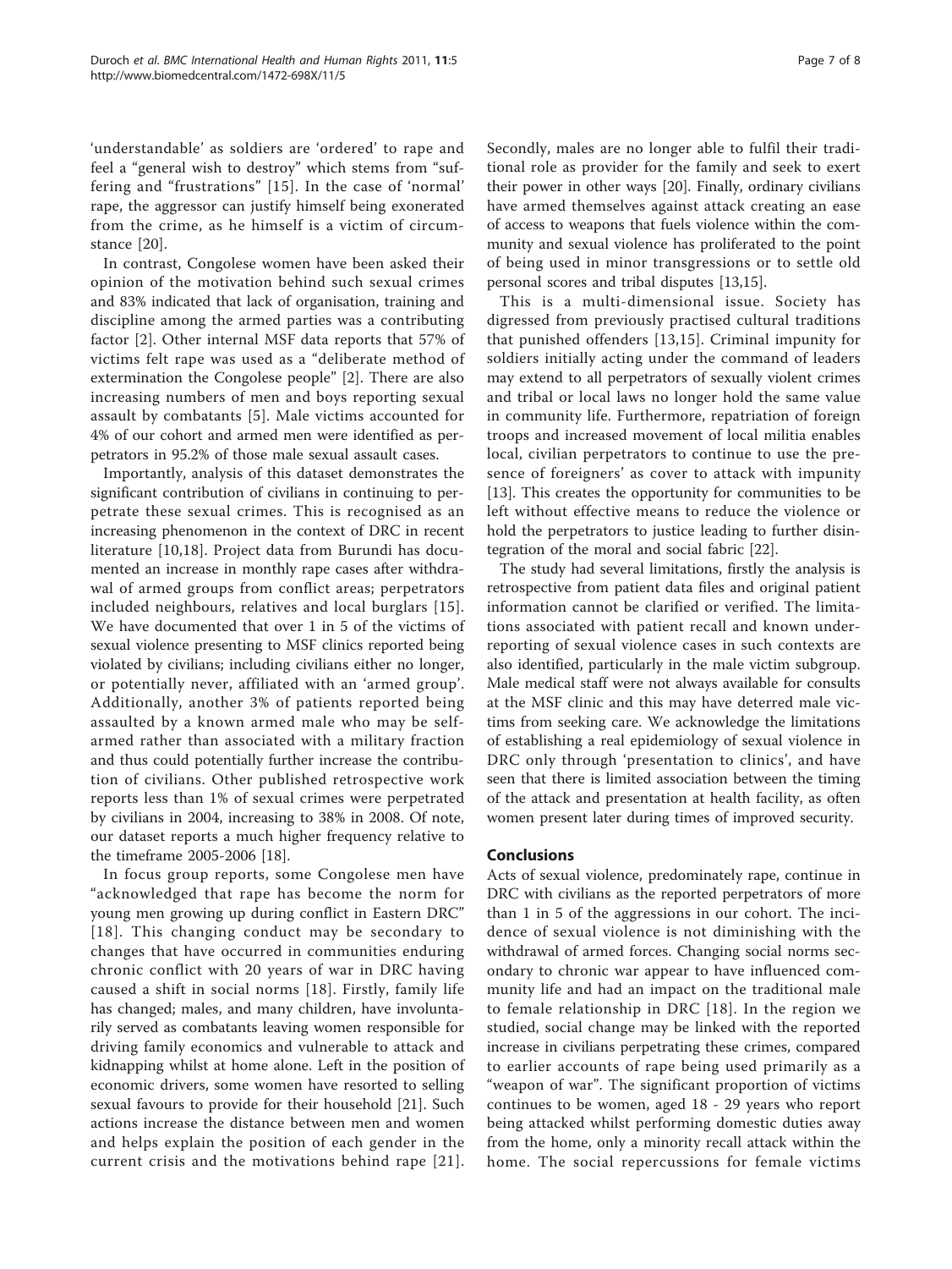'understandable' as soldiers are 'ordered' to rape and feel a "general wish to destroy" which stems from "suffering and "frustrations" [15]. In the case of 'normal' rape, the aggressor can justify himself being exonerated from the crime, as he himself is a victim of circumstance [20].

In contrast, Congolese women have been asked their opinion of the motivation behind such sexual crimes and 83% indicated that lack of organisation, training and discipline among the armed parties was a contributing factor [2]. Other internal MSF data reports that 57% of victims felt rape was used as a "deliberate method of extermination the Congolese people" [2]. There are also increasing numbers of men and boys reporting sexual assault by combatants [5]. Male victims accounted for 4% of our cohort and armed men were identified as perpetrators in 95.2% of those male sexual assault cases.

Importantly, analysis of this dataset demonstrates the significant contribution of civilians in continuing to perpetrate these sexual crimes. This is recognised as an increasing phenomenon in the context of DRC in recent literature [10,18]. Project data from Burundi has documented an increase in monthly rape cases after withdrawal of armed groups from conflict areas; perpetrators included neighbours, relatives and local burglars [15]. We have documented that over 1 in 5 of the victims of sexual violence presenting to MSF clinics reported being violated by civilians; including civilians either no longer, or potentially never, affiliated with an 'armed group'. Additionally, another 3% of patients reported being assaulted by a known armed male who may be self-armed rather than associated with a military fraction and thus could potentially further increase the contribution of civilians. Other published retrospective work reports less than 1% of sexual crimes were perpetrated by civilians in 2004, increasing to 38% in 2008. Of note, our dataset reports a much higher frequency relative to the timeframe 2005-2006 [18].

In focus group reports, some Congolese men have "acknowledged that rape has become the norm for young men growing up during conflict in Eastern DRC" [18]. This changing conduct may be secondary to changes that have occurred in communities enduring chronic conflict with 20 years of war in DRC having caused a shift in social norms [18]. Firstly, family life has changed; males, and many children, have involuntarily served as combatants leaving women responsible for driving family economics and vulnerable to attack and kidnapping whilst at home alone. Left in the position of economic drivers, some women have resorted to selling sexual favours to provide for their household [21]. Such actions increase the distance between men and women and helps explain the position of each gender in the current crisis and the motivations behind rape [21]. Secondly, males are no longer able to fulfil their traditional role as provider for the family and seek to exert their power in other ways [20]. Finally, ordinary civilians have armed themselves against attack creating an ease of access to weapons that fuels violence within the community and sexual violence has proliferated to the point of being used in minor transgressions or to settle old personal scores and tribal disputes [13,15].

This is a multi-dimensional issue. Society has digressed from previously practised cultural traditions that punished offenders [13,15]. Criminal impunity for soldiers initially acting under the command of leaders may extend to all perpetrators of sexually violent crimes and tribal or local laws no longer hold the same value in community life. Furthermore, repatriation of foreign troops and increased movement of local militia enables local, civilian perpetrators to continue to use the presence of foreigners' as cover to attack with impunity [13]. This creates the opportunity for communities to be left without effective means to reduce the violence or hold the perpetrators to justice leading to further disintegration of the moral and social fabric [22].

The study had several limitations, firstly the analysis is retrospective from patient data files and original patient information cannot be clarified or verified. The limitations associated with patient recall and known under-reporting of sexual violence cases in such contexts are also identified, particularly in the male victim subgroup. Male medical staff were not always available for consults at the MSF clinic and this may have deterred male victims from seeking care. We acknowledge the limitations of establishing a real epidemiology of sexual violence in DRC only through 'presentation to clinics', and have seen that there is limited association between the timing of the attack and presentation at health facility, as often women present later during times of improved security.

## Conclusions

Acts of sexual violence, predominately rape, continue in DRC with civilians as the reported perpetrators of more than 1 in 5 of the aggressions in our cohort. The incidence of sexual violence is not diminishing with the withdrawal of armed forces. Changing social norms secondary to chronic war appear to have influenced community life and had an impact on the traditional male to female relationship in DRC [18]. In the region we studied, social change may be linked with the reported increase in civilians perpetrating these crimes, compared to earlier accounts of rape being used primarily as a "weapon of war". The significant proportion of victims continues to be women, aged 18 - 29 years who report being attacked whilst performing domestic duties away from the home, only a minority recall attack within the home. The social repercussions for female victims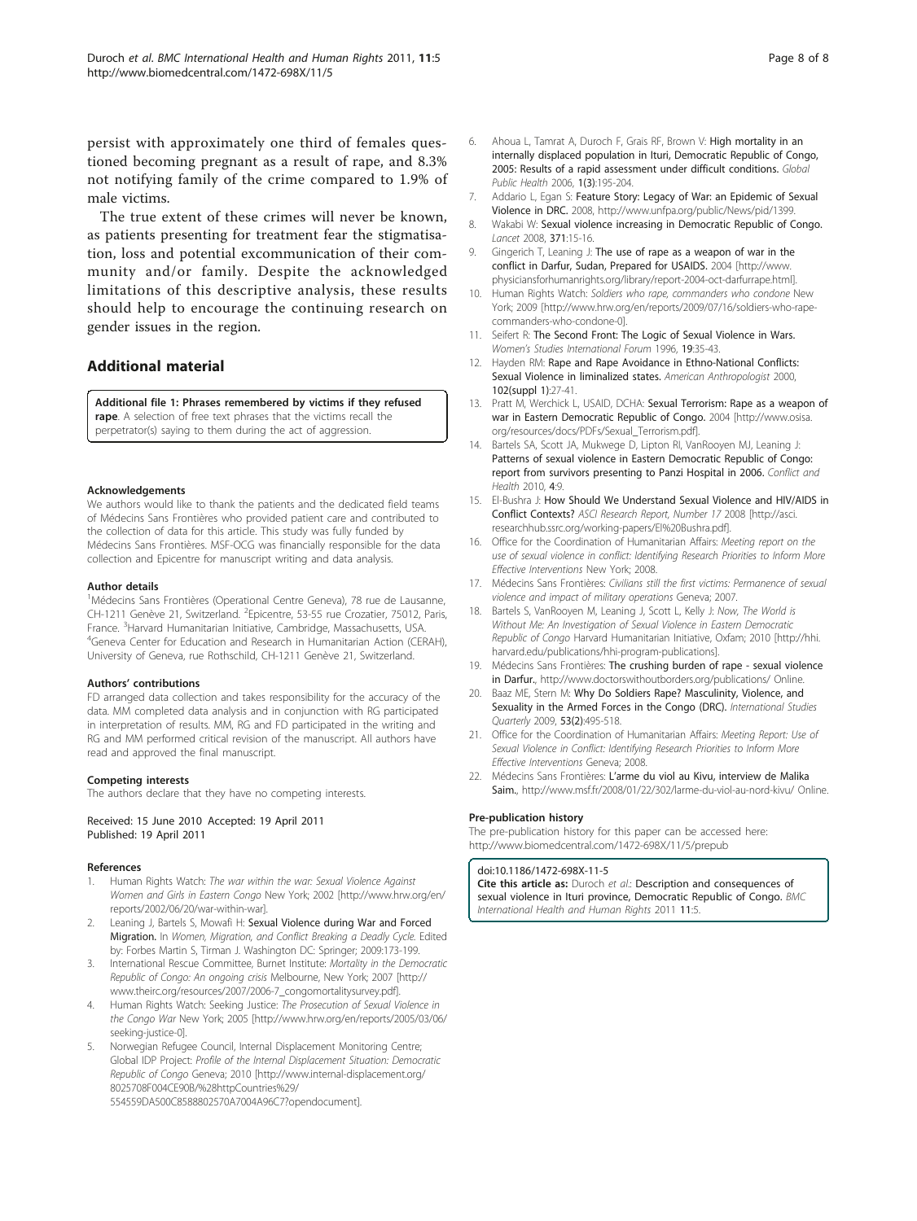persist with approximately one third of females questioned becoming pregnant as a result of rape, and 8.3% not notifying family of the crime compared to 1.9% of male victims.

The true extent of these crimes will never be known, as patients presenting for treatment fear the stigmatisation, loss and potential excommunication of their community and/or family. Despite the acknowledged limitations of this descriptive analysis, these results should help to encourage the continuing research on gender issues in the region.

## Additional material

**Additional file 1: Phrases remembered by victims if they refused rape**. A selection of free text phrases that the victims recall the perpetrator(s) saying to them during the act of aggression.

#### Acknowledgements

We authors would like to thank the patients and the dedicated field teams of Médecins Sans Frontières who provided patient care and contributed to the collection of data for this article. This study was fully funded by Médecins Sans Frontières. MSF-OCG was financially responsible for the data collection and Epicentre for manuscript writing and data analysis.

#### Author details

[1]Médecins Sans Frontières (Operational Centre Geneva), 78 rue de Lausanne, CH-1211 Genève 21, Switzerland. [2]Epicentre, 53-55 rue Crozatier, 75012, Paris, France. [3]Harvard Humanitarian Initiative, Cambridge, Massachusetts, USA. [4]Geneva Center for Education and Research in Humanitarian Action (CERAH), University of Geneva, rue Rothschild, CH-1211 Genève 21, Switzerland.

#### Authors' contributions

FD arranged data collection and takes responsibility for the accuracy of the data. MM completed data analysis and in conjunction with RG participated in interpretation of results. MM, RG and FD participated in the writing and RG and MM performed critical revision of the manuscript. All authors have read and approved the final manuscript.

#### Competing interests

The authors declare that they have no competing interests.

Received: 15 June 2010 Accepted: 19 April 2011
Published: 19 April 2011

#### References

1. Human Rights Watch: *The war within the war: Sexual Violence Against Women and Girls in Eastern Congo* New York; 2002 [http://www.hrw.org/en/reports/2002/06/20/war-within-war].
2. Leaning J, Bartels S, Mowafi H: **Sexual Violence during War and Forced Migration.** In *Women, Migration, and Conflict Breaking a Deadly Cycle.* Edited by: Forbes Martin S, Tirman J. Washington DC: Springer; 2009:173-199.
3. International Rescue Committee, Burnet Institute: *Mortality in the Democratic Republic of Congo: An ongoing crisis* Melbourne, New York; 2007 [http://www.theirc.org/resources/2007/2006-7_congomortalitysurvey.pdf].
4. Human Rights Watch: Seeking Justice: *The Prosecution of Sexual Violence in the Congo War* New York; 2005 [http://www.hrw.org/en/reports/2005/03/06/seeking-justice-0].
5. Norwegian Refugee Council, Internal Displacement Monitoring Centre; Global IDP Project: *Profile of the Internal Displacement Situation: Democratic Republic of Congo* Geneva; 2010 [http://www.internal-displacement.org/8025708F004CE90B/%28httpCountries%29/554559DA500C8588802570A7004A96C7?opendocument].
6. Ahoua L, Tamrat A, Duroch F, Grais RF, Brown V: **High mortality in an internally displaced population in Ituri, Democratic Republic of Congo, 2005: Results of a rapid assessment under difficult conditions.** *Global Public Health* 2006, **1(3)**:195-204.
7. Addario L, Egan S: **Feature Story: Legacy of War: an Epidemic of Sexual Violence in DRC.** 2008, http://www.unfpa.org/public/News/pid/1399.
8. Wakabi W: **Sexual violence increasing in Democratic Republic of Congo.** *Lancet* 2008, **371**:15-16.
9. Gingerich T, Leaning J: **The use of rape as a weapon of war in the conflict in Darfur, Sudan, Prepared for USAIDS.** 2004 [http://www.physiciansforhumanrights.org/library/report-2004-oct-darfurrape.html].
10. Human Rights Watch: *Soldiers who rape, commanders who condone* New York; 2009 [http://www.hrw.org/en/reports/2009/07/16/soldiers-who-rape-commanders-who-condone-0].
11. Seifert R: **The Second Front: The Logic of Sexual Violence in Wars.** *Women's Studies International Forum* 1996, **19**:35-43.
12. Hayden RM: **Rape and Rape Avoidance in Ethno-National Conflicts: Sexual Violence in liminalized states.** *American Anthropologist* 2000, **102(suppl 1)**:27-41.
13. Pratt M, Werchick L, USAID, DCHA: **Sexual Terrorism: Rape as a weapon of war in Eastern Democratic Republic of Congo.** 2004 [http://www.osisa.org/resources/docs/PDFs/Sexual_Terrorism.pdf].
14. Bartels SA, Scott JA, Mukwege D, Lipton RI, VanRooyen MJ, Leaning J: **Patterns of sexual violence in Eastern Democratic Republic of Congo: report from survivors presenting to Panzi Hospital in 2006.** *Conflict and Health* 2010, **4**:9.
15. El-Bushra J: **How Should We Understand Sexual Violence and HIV/AIDS in Conflict Contexts?** *ASCI Research Report, Number 17* 2008 [http://asci.researchhub.ssrc.org/working-papers/El%20Bushra.pdf].
16. Office for the Coordination of Humanitarian Affairs: *Meeting report on the use of sexual violence in conflict: Identifying Research Priorities to Inform More Effective Interventions* New York; 2008.
17. Médecins Sans Frontières: *Civilians still the first victims: Permanence of sexual violence and impact of military operations* Geneva; 2007.
18. Bartels S, VanRooyen M, Leaning J, Scott L, Kelly J: *Now, The World is Without Me: An Investigation of Sexual Violence in Eastern Democratic Republic of Congo* Harvard Humanitarian Initiative, Oxfam; 2010 [http://hhi.harvard.edu/publications/hhi-program-publications].
19. Médecins Sans Frontières: **The crushing burden of rape - sexual violence in Darfur.**, http://www.doctorswithoutborders.org/publications/ Online.
20. Baaz ME, Stern M: **Why Do Soldiers Rape? Masculinity, Violence, and Sexuality in the Armed Forces in the Congo (DRC).** *International Studies Quarterly* 2009, **53(2)**:495-518.
21. Office for the Coordination of Humanitarian Affairs: *Meeting Report: Use of Sexual Violence in Conflict: Identifying Research Priorities to Inform More Effective Interventions* Geneva; 2008.
22. Médecins Sans Frontières: **L'arme du viol au Kivu, interview de Malika Saim.**, http://www.msf.fr/2008/01/22/302/larme-du-viol-au-nord-kivu/ Online.

#### Pre-publication history

The pre-publication history for this paper can be accessed here:
http://www.biomedcentral.com/1472-698X/11/5/prepub

doi:10.1186/1472-698X-11-5

**Cite this article as:** Duroch *et al.*: Description and consequences of sexual violence in Ituri province, Democratic Republic of Congo. *BMC International Health and Human Rights* 2011 **11**:5.